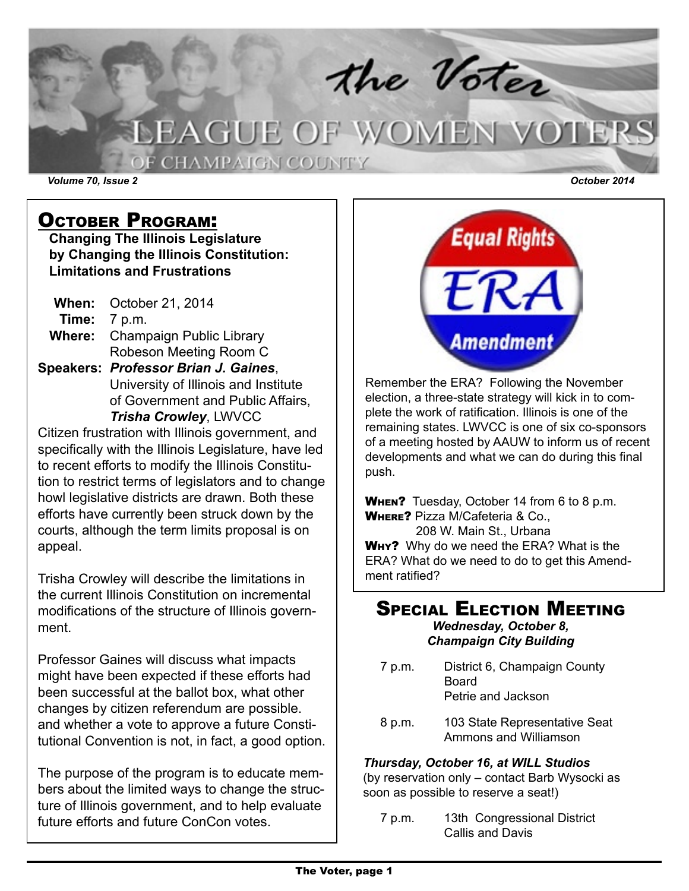# the Voter

## LEAGUE OF WOMEN VOTERS OF CHAMPAIGN COUNTY

*Volume 70, Issue 2* — *October 2014*

## October Program:

**Changing The Illinois Legislature by Changing the Illinois Constitution: Limitations and Frustrations**

**When:** October 21, 2014
**Time:** 7 p.m.
**Where:** Champaign Public Library, Robeson Meeting Room C
**Speakers:** ***Professor Brian J. Gaines***, University of Illinois and Institute of Government and Public Affairs, ***Trisha Crowley***, LWVCC

Citizen frustration with Illinois government, and specifically with the Illinois Legislature, have led to recent efforts to modify the Illinois Constitution to restrict terms of legislators and to change howl legislative districts are drawn. Both these efforts have currently been struck down by the courts, although the term limits proposal is on appeal.

Trisha Crowley will describe the limitations in the current Illinois Constitution on incremental modifications of the structure of Illinois government.

Professor Gaines will discuss what impacts might have been expected if these efforts had been successful at the ballot box, what other changes by citizen referendum are possible. and whether a vote to approve a future Constitutional Convention is not, in fact, a good option.

The purpose of the program is to educate members about the limited ways to change the structure of Illinois government, and to help evaluate future efforts and future ConCon votes.

---

Equal Rights ERA Amendment

Remember the ERA? Following the November election, a three-state strategy will kick in to complete the work of ratification. Illinois is one of the remaining states. LWVCC is one of six co-sponsors of a meeting hosted by AAUW to inform us of recent developments and what we can do during this final push.

**When?** Tuesday, October 14 from 6 to 8 p.m.
**Where?** Pizza M/Cafeteria & Co., 208 W. Main St., Urbana
**Why?** Why do we need the ERA? What is the ERA? What do we need to do to get this Amendment ratified?

## Special Election Meeting

***Wednesday, October 8, Champaign City Building***

| | |
|---|---|
| 7 p.m. | District 6, Champaign County Board<br>Petrie and Jackson |
| 8 p.m. | 103 State Representative Seat<br>Ammons and Williamson |

***Thursday, October 16, at WILL Studios***
(by reservation only – contact Barb Wysocki as soon as possible to reserve a seat!)

| | |
|---|---|
| 7 p.m. | 13th Congressional District<br>Callis and Davis |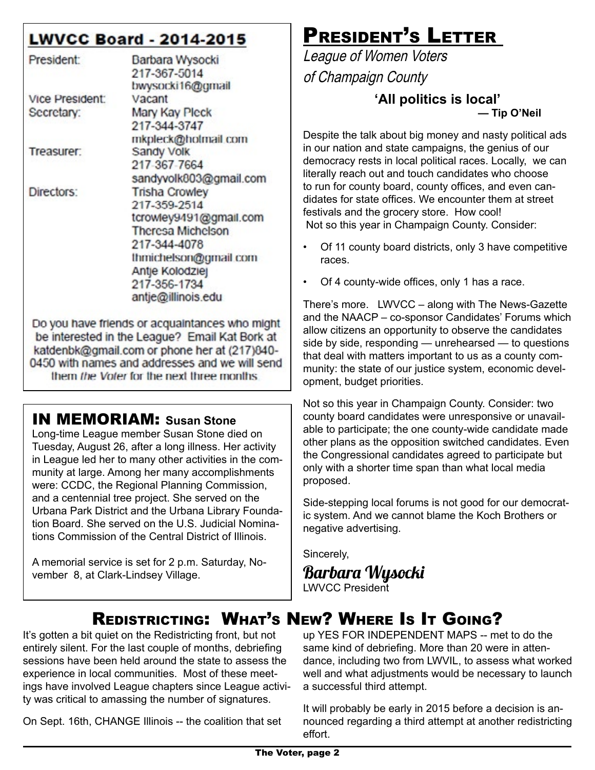## LWVCC Board - 2014-2015

| | |
|---|---|
| President: | Barbara Wysocki<br>217-367-5014<br>bwysocki16@gmail |
| Vice President: | Vacant |
| Secretary: | Mary Kay Pleck<br>217-344-3747<br>mkpleck@hotmail.com |
| Treasurer: | Sandy Volk<br>217-367-7664<br>sandyvolk803@gmail.com |
| Directors: | Trisha Crowley<br>217-359-2514<br>tcrowley9491@gmail.com<br>Theresa Michelson<br>217-344-4078<br>thmichelson@gmail.com<br>Antje Kolodziej<br>217-356-1734<br>antje@illinois.edu |

Do you have friends or acquaintances who might be interested in the League? Email Kat Bork at katdenbk@gmail.com or phone her at (217)840-0450 with names and addresses and we will send them *the Voter* for the next three months.

## IN MEMORIAM: Susan Stone

Long-time League member Susan Stone died on Tuesday, August 26, after a long illness. Her activity in League led her to many other activities in the community at large. Among her many accomplishments were: CCDC, the Regional Planning Commission, and a centennial tree project. She served on the Urbana Park District and the Urbana Library Foundation Board. She served on the U.S. Judicial Nominations Commission of the Central District of Illinois.

A memorial service is set for 2 p.m. Saturday, November 8, at Clark-Lindsey Village.

# President's Letter

*League of Women Voters of Champaign County*

**'All politics is local'**
**— Tip O'Neil**

Despite the talk about big money and nasty political ads in our nation and state campaigns, the genius of our democracy rests in local political races. Locally, we can literally reach out and touch candidates who choose to run for county board, county offices, and even candidates for state offices. We encounter them at street festivals and the grocery store. How cool!
Not so this year in Champaign County. Consider:

- Of 11 county board districts, only 3 have competitive races.
- Of 4 county-wide offices, only 1 has a race.

There's more. LWVCC – along with The News-Gazette and the NAACP – co-sponsor Candidates' Forums which allow citizens an opportunity to observe the candidates side by side, responding — unrehearsed — to questions that deal with matters important to us as a county community: the state of our justice system, economic development, budget priorities.

Not so this year in Champaign County. Consider: two county board candidates were unresponsive or unavailable to participate; the one county-wide candidate made other plans as the opposition switched candidates. Even the Congressional candidates agreed to participate but only with a shorter time span than what local media proposed.

Side-stepping local forums is not good for our democratic system. And we cannot blame the Koch Brothers or negative advertising.

Sincerely,

*Barbara Wysocki*
LWVCC President

# Redistricting: What's New? Where Is It Going?

It's gotten a bit quiet on the Redistricting front, but not entirely silent. For the last couple of months, debriefing sessions have been held around the state to assess the experience in local communities. Most of these meetings have involved League chapters since League activity was critical to amassing the number of signatures.

On Sept. 16th, CHANGE Illinois -- the coalition that set up YES FOR INDEPENDENT MAPS -- met to do the same kind of debriefing. More than 20 were in attendance, including two from LWVIL, to assess what worked well and what adjustments would be necessary to launch a successful third attempt.

It will probably be early in 2015 before a decision is announced regarding a third attempt at another redistricting effort.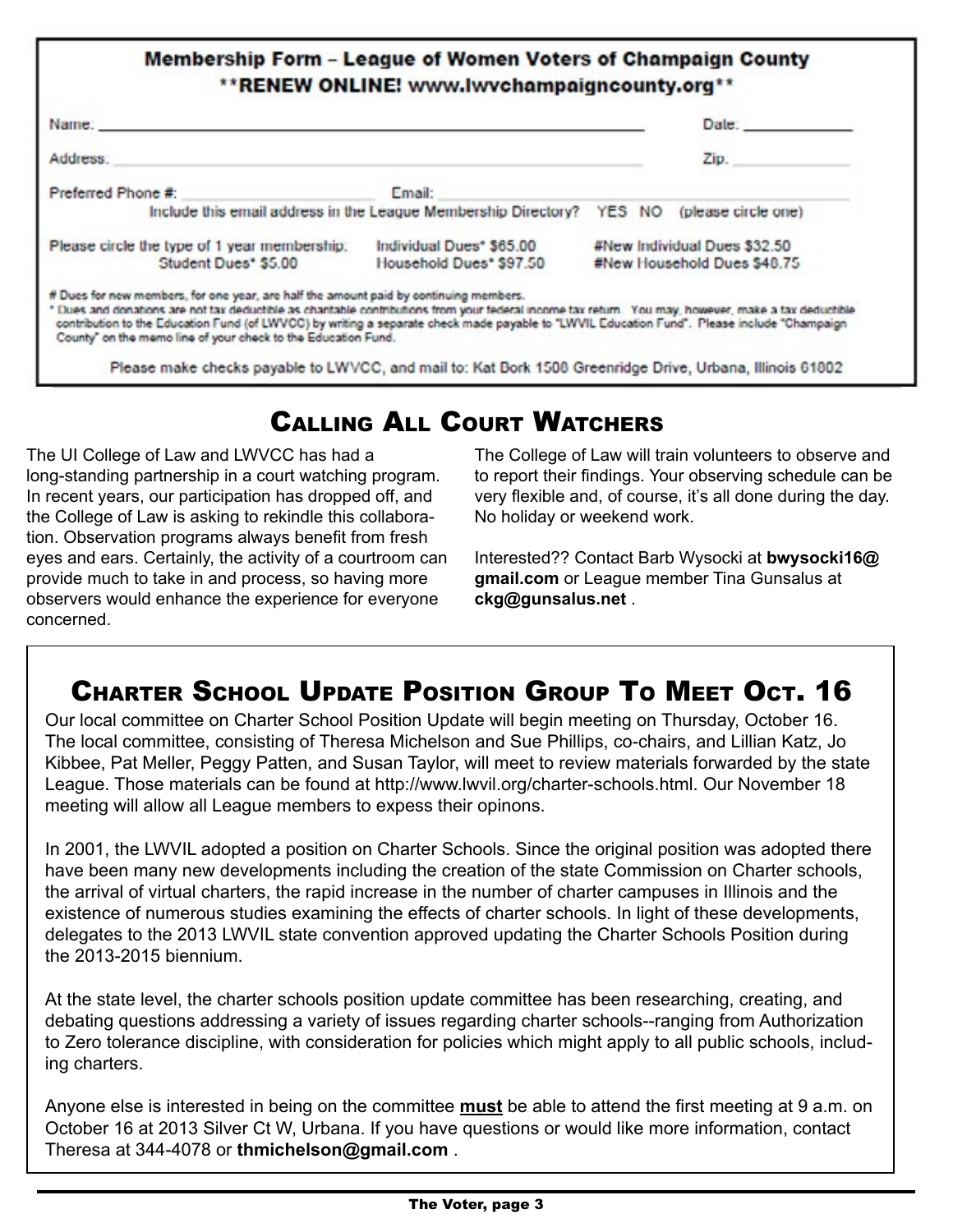## Membership Form – League of Women Voters of Champaign County

**\*\*RENEW ONLINE! www.lwvchampaigncounty.org\*\***

Name: \_\_\_\_\_\_\_\_\_\_\_\_\_\_\_\_\_\_\_\_\_\_\_\_\_\_\_\_\_\_\_\_ Date: \_\_\_\_\_\_\_\_\_\_

Address: \_\_\_\_\_\_\_\_\_\_\_\_\_\_\_\_\_\_\_\_\_\_\_\_\_\_\_\_\_\_\_\_ Zip: \_\_\_\_\_\_\_\_\_\_

Preferred Phone #: \_\_\_\_\_\_\_\_\_\_\_\_\_\_\_\_ Email: \_\_\_\_\_\_\_\_\_\_\_\_\_\_\_\_

Include this email address in the League Membership Directory? YES NO (please circle one)

| Please circle the type of 1 year membership: | Individual Dues* $65.00 | #New Individual Dues $32.50 |
|---|---|---|
| Student Dues* $5.00 | Household Dues* $97.50 | #New Household Dues $48.75 |

\# Dues for new members, for one year, are half the amount paid by continuing members.

\* Dues and donations are not tax deductible as charitable contributions from your federal income tax return. You may, however, make a tax deductible contribution to the Education Fund (of LWVCC) by writing a separate check made payable to "LWVIL Education Fund". Please include "Champaign County" on the memo line of your check to the Education Fund.

Please make checks payable to LWVCC, and mail to: Kat Bork 1508 Greenridge Drive, Urbana, Illinois 61802

## Calling All Court Watchers

The UI College of Law and LWVCC has had a long-standing partnership in a court watching program. In recent years, our participation has dropped off, and the College of Law is asking to rekindle this collaboration. Observation programs always benefit from fresh eyes and ears. Certainly, the activity of a courtroom can provide much to take in and process, so having more observers would enhance the experience for everyone concerned.

The College of Law will train volunteers to observe and to report their findings. Your observing schedule can be very flexible and, of course, it's all done during the day. No holiday or weekend work.

Interested?? Contact Barb Wysocki at **bwysocki16@gmail.com** or League member Tina Gunsalus at **ckg@gunsalus.net** .

## Charter School Update Position Group To Meet Oct. 16

Our local committee on Charter School Position Update will begin meeting on Thursday, October 16. The local committee, consisting of Theresa Michelson and Sue Phillips, co-chairs, and Lillian Katz, Jo Kibbee, Pat Meller, Peggy Patten, and Susan Taylor, will meet to review materials forwarded by the state League. Those materials can be found at http://www.lwvil.org/charter-schools.html. Our November 18 meeting will allow all League members to expess their opinons.

In 2001, the LWVIL adopted a position on Charter Schools. Since the original position was adopted there have been many new developments including the creation of the state Commission on Charter schools, the arrival of virtual charters, the rapid increase in the number of charter campuses in Illinois and the existence of numerous studies examining the effects of charter schools. In light of these developments, delegates to the 2013 LWVIL state convention approved updating the Charter Schools Position during the 2013-2015 biennium.

At the state level, the charter schools position update committee has been researching, creating, and debating questions addressing a variety of issues regarding charter schools--ranging from Authorization to Zero tolerance discipline, with consideration for policies which might apply to all public schools, including charters.

Anyone else is interested in being on the committee **must** be able to attend the first meeting at 9 a.m. on October 16 at 2013 Silver Ct W, Urbana. If you have questions or would like more information, contact Theresa at 344-4078 or **thmichelson@gmail.com** .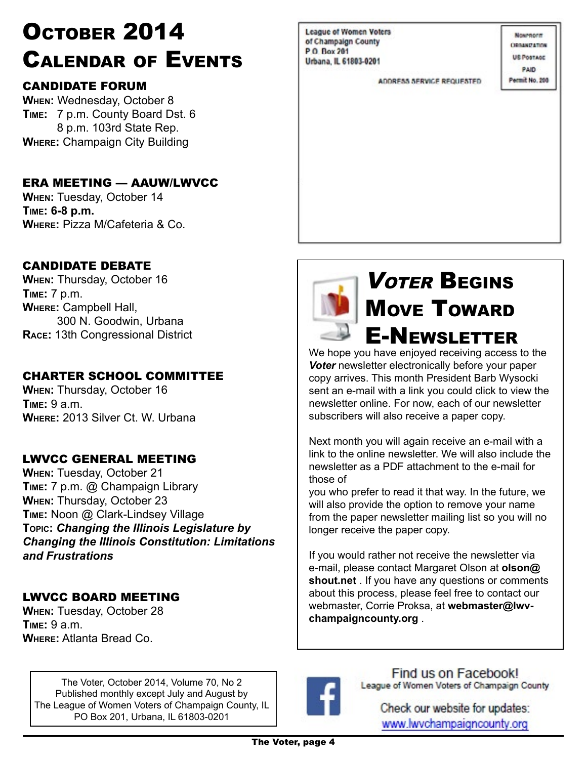# October 2014 Calendar of Events

### CANDIDATE FORUM

**When:** Wednesday, October 8
**Time:** 7 p.m. County Board Dst. 6
8 p.m. 103rd State Rep.
**Where:** Champaign City Building

### ERA MEETING — AAUW/LWVCC

**When:** Tuesday, October 14
**Time:** **6-8 p.m.**
**Where:** Pizza M/Cafeteria & Co.

### CANDIDATE DEBATE

**When:** Thursday, October 16
**Time:** 7 p.m.
**Where:** Campbell Hall,
300 N. Goodwin, Urbana
**Race:** 13th Congressional District

### CHARTER SCHOOL COMMITTEE

**When:** Thursday, October 16
**Time:** 9 a.m.
**Where:** 2013 Silver Ct. W. Urbana

### LWVCC GENERAL MEETING

**When:** Tuesday, October 21
**Time:** 7 p.m. @ Champaign Library
**When:** Thursday, October 23
**Time:** Noon @ Clark-Lindsey Village
**Topic:** ***Changing the Illinois Legislature by Changing the Illinois Constitution: Limitations and Frustrations***

### LWVCC BOARD MEETING

**When:** Tuesday, October 28
**Time:** 9 a.m.
**Where:** Atlanta Bread Co.

The Voter, October 2014, Volume 70, No 2
Published monthly except July and August by
The League of Women Voters of Champaign County, IL
PO Box 201, Urbana, IL 61803-0201

League of Women Voters
of Champaign County
P O Box 201
Urbana, IL 61803-0201

ADDRESS SERVICE REQUESTED

Nonprofit
Organization
US Postage
PAID
Permit No. 200

## *Voter* Begins Move Toward E-Newsletter

We hope you have enjoyed receiving access to the ***Voter*** newsletter electronically before your paper copy arrives. This month President Barb Wysocki sent an e-mail with a link you could click to view the newsletter online. For now, each of our newsletter subscribers will also receive a paper copy.

Next month you will again receive an e-mail with a link to the online newsletter. We will also include the newsletter as a PDF attachment to the e-mail for those of
you who prefer to read it that way. In the future, we will also provide the option to remove your name from the paper newsletter mailing list so you will no longer receive the paper copy.

If you would rather not receive the newsletter via e-mail, please contact Margaret Olson at **olson@shout.net** . If you have any questions or comments about this process, please feel free to contact our webmaster, Corrie Proksa, at **webmaster@lwv-champaigncounty.org** .

Find us on Facebook!
League of Women Voters of Champaign County

Check our website for updates:
www.lwvchampaigncounty.org